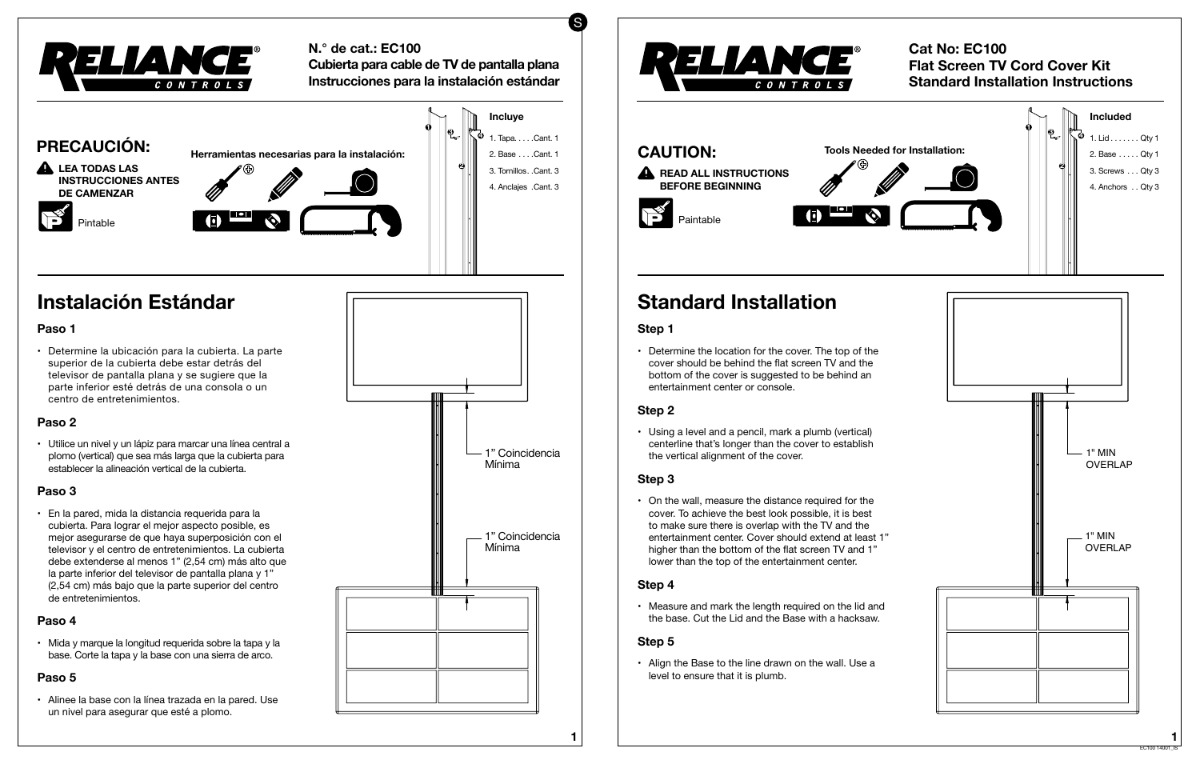# RELIANCE CONTROLS

**N.° de cat.: EC100**
**Cubierta para cable de TV de pantalla plana**
**Instrucciones para la instalación estándar**

## PRECAUCIÓN:

**LEA TODAS LAS INSTRUCCIONES ANTES DE CAMENZAR**

Pintable

**Herramientas necesarias para la instalación:**

**Incluye**

1. Tapa. . . . .Cant. 1
2. Base . . . .Cant. 1
3. Tornillos. .Cant. 3
4. Anclajes .Cant. 3

## Instalación Estándar

### Paso 1

- Determine la ubicación para la cubierta. La parte superior de la cubierta debe estar detrás del televisor de pantalla plana y se sugiere que la parte inferior esté detrás de una consola o un centro de entretenimientos.

### Paso 2

- Utilice un nivel y un lápiz para marcar una línea central a plomo (vertical) que sea más larga que la cubierta para establecer la alineación vertical de la cubierta.

### Paso 3

- En la pared, mida la distancia requerida para la cubierta. Para lograr el mejor aspecto posible, es mejor asegurarse de que haya superposición con el televisor y el centro de entretenimientos. La cubierta debe extenderse al menos 1" (2,54 cm) más alto que la parte inferior del televisor de pantalla plana y 1" (2,54 cm) más bajo que la parte superior del centro de entretenimientos.

### Paso 4

- Mida y marque la longitud requerida sobre la tapa y la base. Corte la tapa y la base con una sierra de arco.

### Paso 5

- Alinee la base con la línea trazada en la pared. Use un nivel para asegurar que esté a plomo.

1" Coincidencia Mínima

1" Coincidencia Mínima

---

# RELIANCE CONTROLS

**Cat No: EC100**
**Flat Screen TV Cord Cover Kit**
**Standard Installation Instructions**

## CAUTION:

**READ ALL INSTRUCTIONS BEFORE BEGINNING**

Paintable

**Tools Needed for Installation:**

**Included**

1. Lid . . . . . . . Qty 1
2. Base . . . . . Qty 1
3. Screws . . . Qty 3
4. Anchors . . Qty 3

## Standard Installation

### Step 1

- Determine the location for the cover. The top of the cover should be behind the flat screen TV and the bottom of the cover is suggested to be behind an entertainment center or console.

### Step 2

- Using a level and a pencil, mark a plumb (vertical) centerline that's longer than the cover to establish the vertical alignment of the cover.

### Step 3

- On the wall, measure the distance required for the cover. To achieve the best look possible, it is best to make sure there is overlap with the TV and the entertainment center. Cover should extend at least 1" higher than the bottom of the flat screen TV and 1" lower than the top of the entertainment center.

### Step 4

- Measure and mark the length required on the lid and the base. Cut the Lid and the Base with a hacksaw.

### Step 5

- Align the Base to the line drawn on the wall. Use a level to ensure that it is plumb.

1" MIN OVERLAP

1" MIN OVERLAP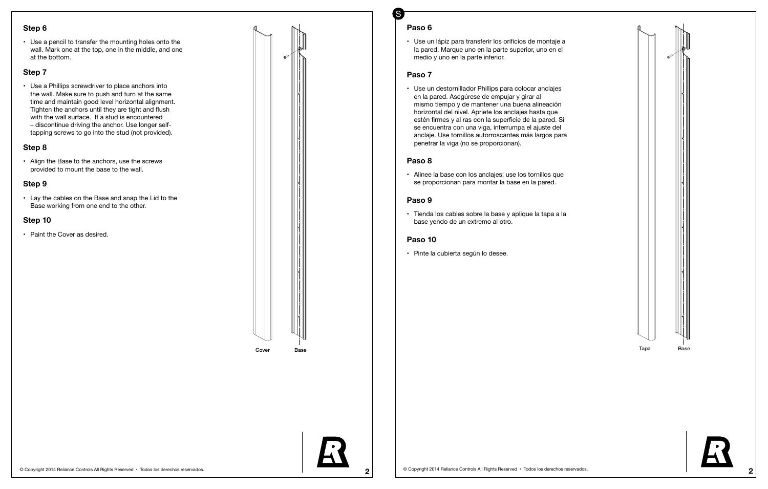## Step 6

- Use a pencil to transfer the mounting holes onto the wall. Mark one at the top, one in the middle, and one at the bottom.

## Step 7

- Use a Phillips screwdriver to place anchors into the wall. Make sure to push and turn at the same time and maintain good level horizontal alignment. Tighten the anchors until they are tight and flush with the wall surface. If a stud is encountered – discontinue driving the anchor. Use longer self-tapping screws to go into the stud (not provided).

## Step 8

- Align the Base to the anchors, use the screws provided to mount the base to the wall.

## Step 9

- Lay the cables on the Base and snap the Lid to the Base working from one end to the other.

## Step 10

- Paint the Cover as desired.

Cover Base

© Copyright 2014 Reliance Controls All Rights Reserved • Todos los derechos reservados.

## Paso 6

- Use un lápiz para transferir los orificios de montaje a la pared. Marque uno en la parte superior, uno en el medio y uno en la parte inferior.

## Paso 7

- Use un destornillador Phillips para colocar anclajes en la pared. Asegúrese de empujar y girar al mismo tiempo y de mantener una buena alineación horizontal del nivel. Apriete los anclajes hasta que estén firmes y al ras con la superficie de la pared. Si se encuentra con una viga, interrumpa el ajuste del anclaje. Use tornillos autorroscantes más largos para penetrar la viga (no se proporcionan).

## Paso 8

- Alinee la base con los anclajes; use los tornillos que se proporcionan para montar la base en la pared.

## Paso 9

- Tienda los cables sobre la base y aplique la tapa a la base yendo de un extremo al otro.

## Paso 10

- Pinte la cubierta según lo desee.

Tapa Base

© Copyright 2014 Reliance Controls All Rights Reserved • Todos los derechos reservados.